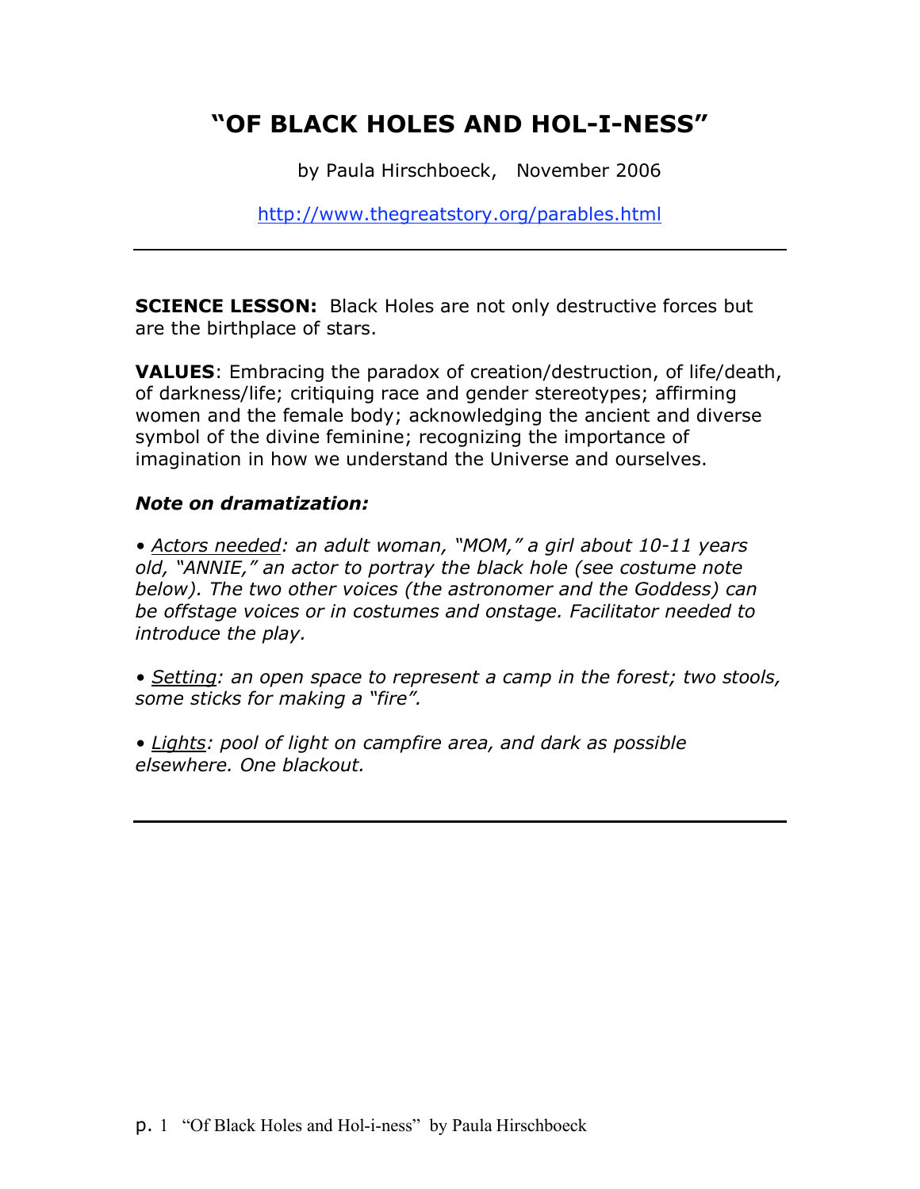# "OF BLACK HOLES AND HOL-I-NESS"

by Paula Hirschboeck, November 2006

http://www.thegreatstory.org/parables.html

---

**SCIENCE LESSON:** Black Holes are not only destructive forces but are the birthplace of stars.

**VALUES**: Embracing the paradox of creation/destruction, of life/death, of darkness/life; critiquing race and gender stereotypes; affirming women and the female body; acknowledging the ancient and diverse symbol of the divine feminine; recognizing the importance of imagination in how we understand the Universe and ourselves.

***Note on dramatization:***

*• Actors needed: an adult woman, "MOM," a girl about 10-11 years old, "ANNIE," an actor to portray the black hole (see costume note below). The two other voices (the astronomer and the Goddess) can be offstage voices or in costumes and onstage. Facilitator needed to introduce the play.*

*• Setting: an open space to represent a camp in the forest; two stools, some sticks for making a "fire".*

*• Lights: pool of light on campfire area, and dark as possible elsewhere. One blackout.*

---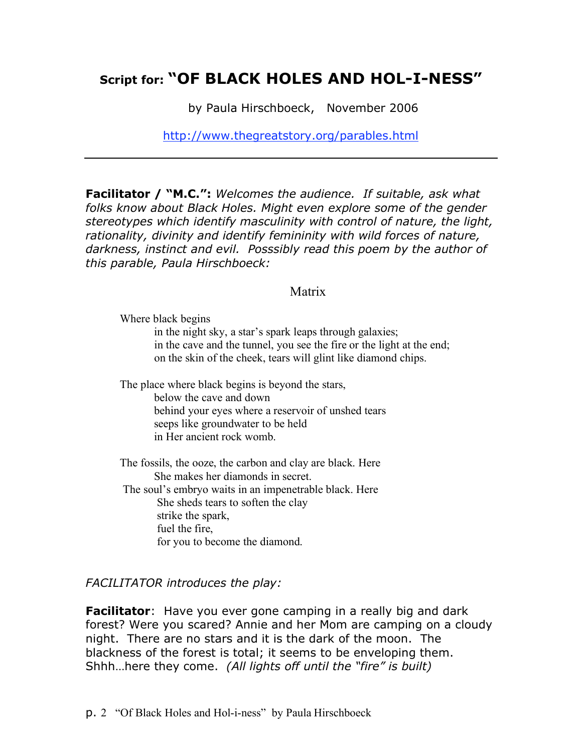## Script for: "OF BLACK HOLES AND HOL-I-NESS"

by Paula Hirschboeck, November 2006

http://www.thegreatstory.org/parables.html

---

**Facilitator / "M.C.":** *Welcomes the audience. If suitable, ask what folks know about Black Holes. Might even explore some of the gender stereotypes which identify masculinity with control of nature, the light, rationality, divinity and identify femininity with wild forces of nature, darkness, instinct and evil. Posssibly read this poem by the author of this parable, Paula Hirschboeck:*

### Matrix

Where black begins
  in the night sky, a star's spark leaps through galaxies;
  in the cave and the tunnel, you see the fire or the light at the end;
  on the skin of the cheek, tears will glint like diamond chips.

The place where black begins is beyond the stars,
  below the cave and down
  behind your eyes where a reservoir of unshed tears
  seeps like groundwater to be held
  in Her ancient rock womb.

The fossils, the ooze, the carbon and clay are black. Here
  She makes her diamonds in secret.
The soul's embryo waits in an impenetrable black. Here
  She sheds tears to soften the clay
  strike the spark,
  fuel the fire,
  for you to become the diamond.

*FACILITATOR introduces the play:*

**Facilitator**: Have you ever gone camping in a really big and dark forest? Were you scared? Annie and her Mom are camping on a cloudy night. There are no stars and it is the dark of the moon. The blackness of the forest is total; it seems to be enveloping them. Shhh…here they come. *(All lights off until the "fire" is built)*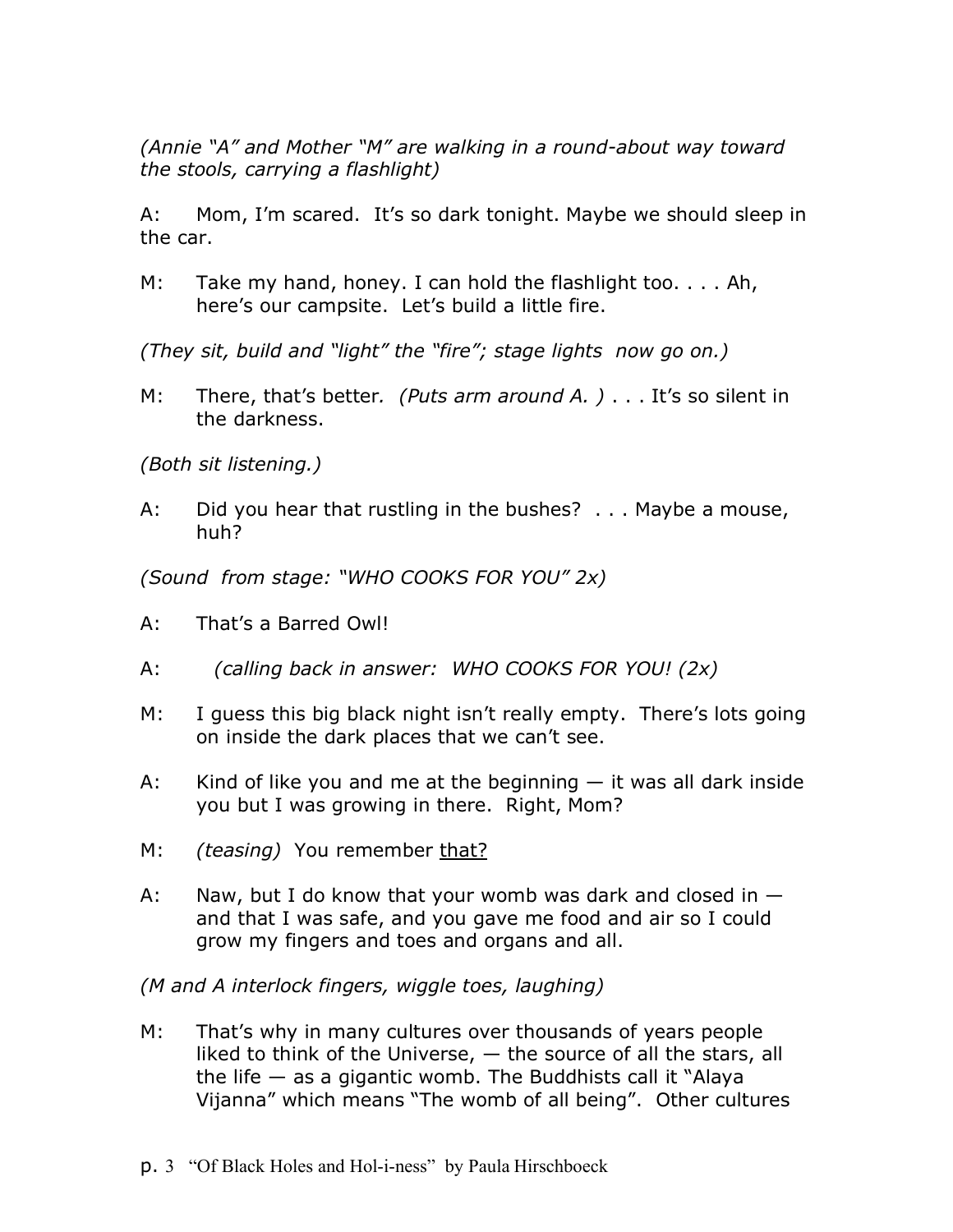*(Annie "A" and Mother "M" are walking in a round-about way toward the stools, carrying a flashlight)*

A: Mom, I'm scared. It's so dark tonight. Maybe we should sleep in the car.

M: Take my hand, honey. I can hold the flashlight too. . . . Ah, here's our campsite. Let's build a little fire.

*(They sit, build and "light" the "fire"; stage lights now go on.)*

M: There, that's better. *(Puts arm around A. )* . . . It's so silent in the darkness.

*(Both sit listening.)*

A: Did you hear that rustling in the bushes? . . . Maybe a mouse, huh?

*(Sound from stage: "WHO COOKS FOR YOU" 2x)*

A: That's a Barred Owl!

A: *(calling back in answer: WHO COOKS FOR YOU! (2x)*

M: I guess this big black night isn't really empty. There's lots going on inside the dark places that we can't see.

A: Kind of like you and me at the beginning — it was all dark inside you but I was growing in there. Right, Mom?

M: *(teasing)* You remember <u>that?</u>

A: Naw, but I do know that your womb was dark and closed in — and that I was safe, and you gave me food and air so I could grow my fingers and toes and organs and all.

*(M and A interlock fingers, wiggle toes, laughing)*

M: That's why in many cultures over thousands of years people liked to think of the Universe, — the source of all the stars, all the life — as a gigantic womb. The Buddhists call it "Alaya Vijanna" which means "The womb of all being". Other cultures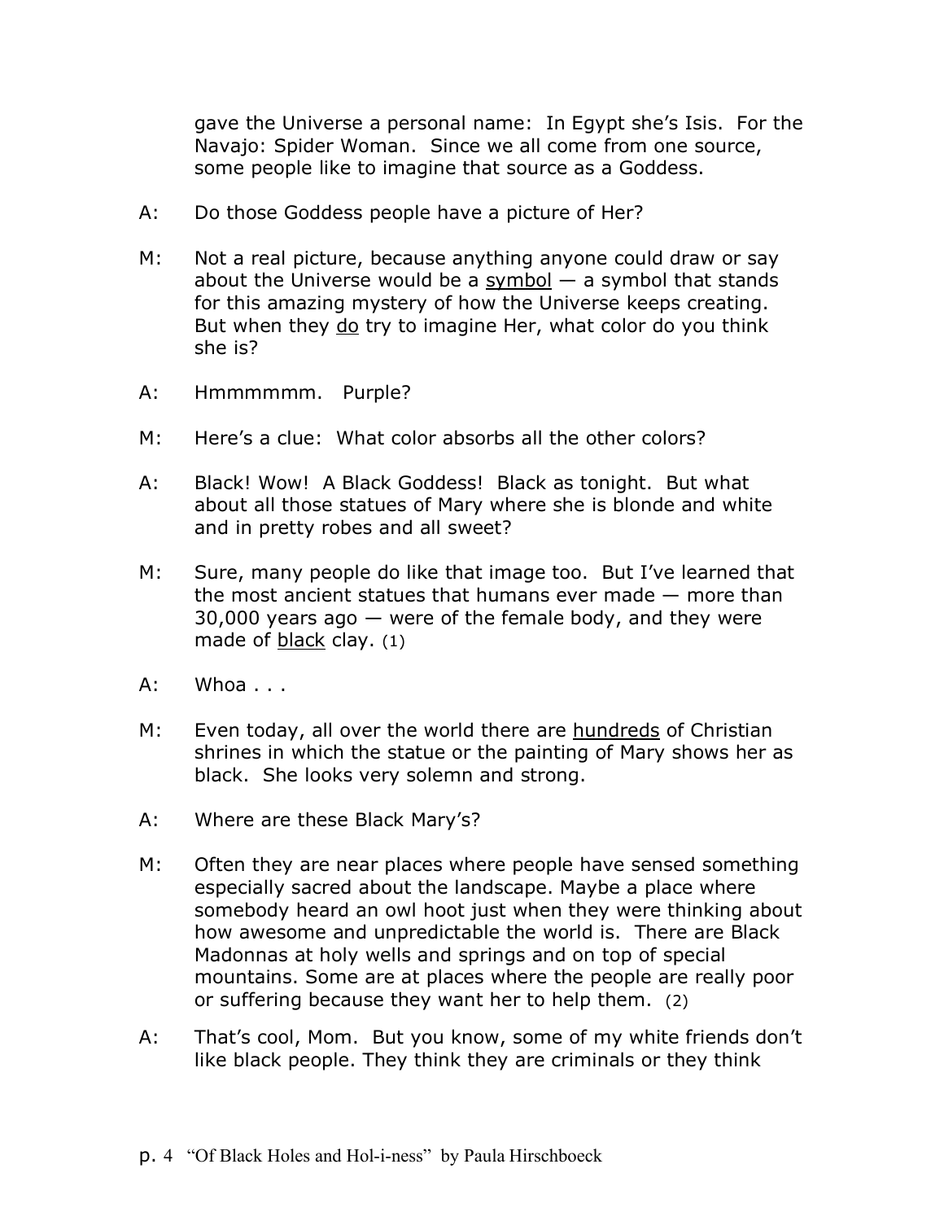gave the Universe a personal name: In Egypt she's Isis. For the Navajo: Spider Woman. Since we all come from one source, some people like to imagine that source as a Goddess.

A: Do those Goddess people have a picture of Her?

M: Not a real picture, because anything anyone could draw or say about the Universe would be a <u>symbol</u> — a symbol that stands for this amazing mystery of how the Universe keeps creating. But when they <u>do</u> try to imagine Her, what color do you think she is?

A: Hmmmmmm. Purple?

M: Here's a clue: What color absorbs all the other colors?

A: Black! Wow! A Black Goddess! Black as tonight. But what about all those statues of Mary where she is blonde and white and in pretty robes and all sweet?

M: Sure, many people do like that image too. But I've learned that the most ancient statues that humans ever made — more than 30,000 years ago — were of the female body, and they were made of <u>black</u> clay. (1)

A: Whoa . . .

M: Even today, all over the world there are <u>hundreds</u> of Christian shrines in which the statue or the painting of Mary shows her as black. She looks very solemn and strong.

A: Where are these Black Mary's?

M: Often they are near places where people have sensed something especially sacred about the landscape. Maybe a place where somebody heard an owl hoot just when they were thinking about how awesome and unpredictable the world is. There are Black Madonnas at holy wells and springs and on top of special mountains. Some are at places where the people are really poor or suffering because they want her to help them. (2)

A: That's cool, Mom. But you know, some of my white friends don't like black people. They think they are criminals or they think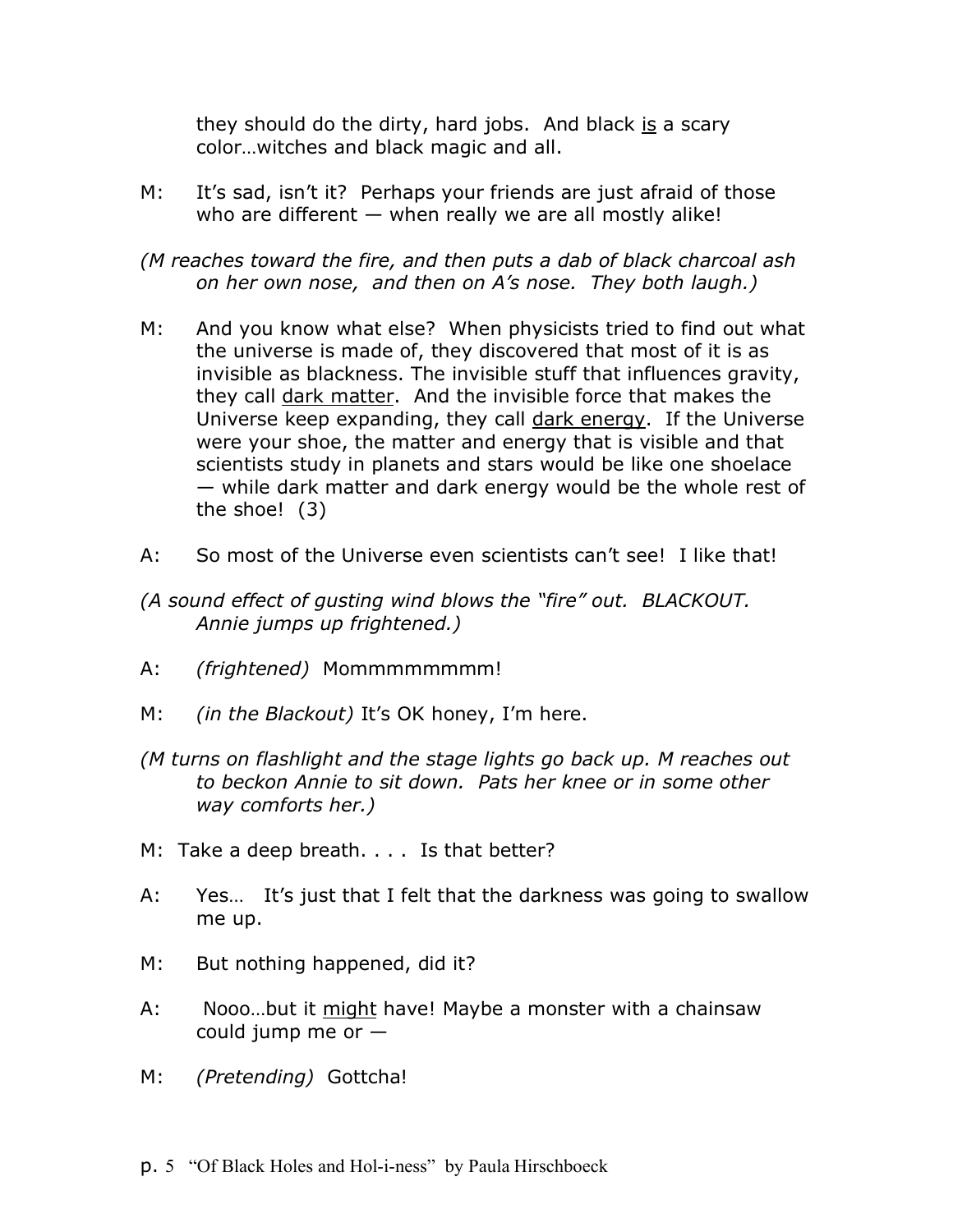they should do the dirty, hard jobs. And black <u>is</u> a scary color…witches and black magic and all.

M: It's sad, isn't it? Perhaps your friends are just afraid of those who are different — when really we are all mostly alike!

*(M reaches toward the fire, and then puts a dab of black charcoal ash on her own nose, and then on A's nose. They both laugh.)*

M: And you know what else? When physicists tried to find out what the universe is made of, they discovered that most of it is as invisible as blackness. The invisible stuff that influences gravity, they call <u>dark matter</u>. And the invisible force that makes the Universe keep expanding, they call <u>dark energy</u>. If the Universe were your shoe, the matter and energy that is visible and that scientists study in planets and stars would be like one shoelace — while dark matter and dark energy would be the whole rest of the shoe! (3)

A: So most of the Universe even scientists can't see! I like that!

*(A sound effect of gusting wind blows the "fire" out. BLACKOUT. Annie jumps up frightened.)*

A: *(frightened)* Mommmmmmmm!

M: *(in the Blackout)* It's OK honey, I'm here.

*(M turns on flashlight and the stage lights go back up. M reaches out to beckon Annie to sit down. Pats her knee or in some other way comforts her.)*

M: Take a deep breath. . . . Is that better?

A: Yes… It's just that I felt that the darkness was going to swallow me up.

M: But nothing happened, did it?

A: Nooo…but it <u>might</u> have! Maybe a monster with a chainsaw could jump me or —

M: *(Pretending)* Gottcha!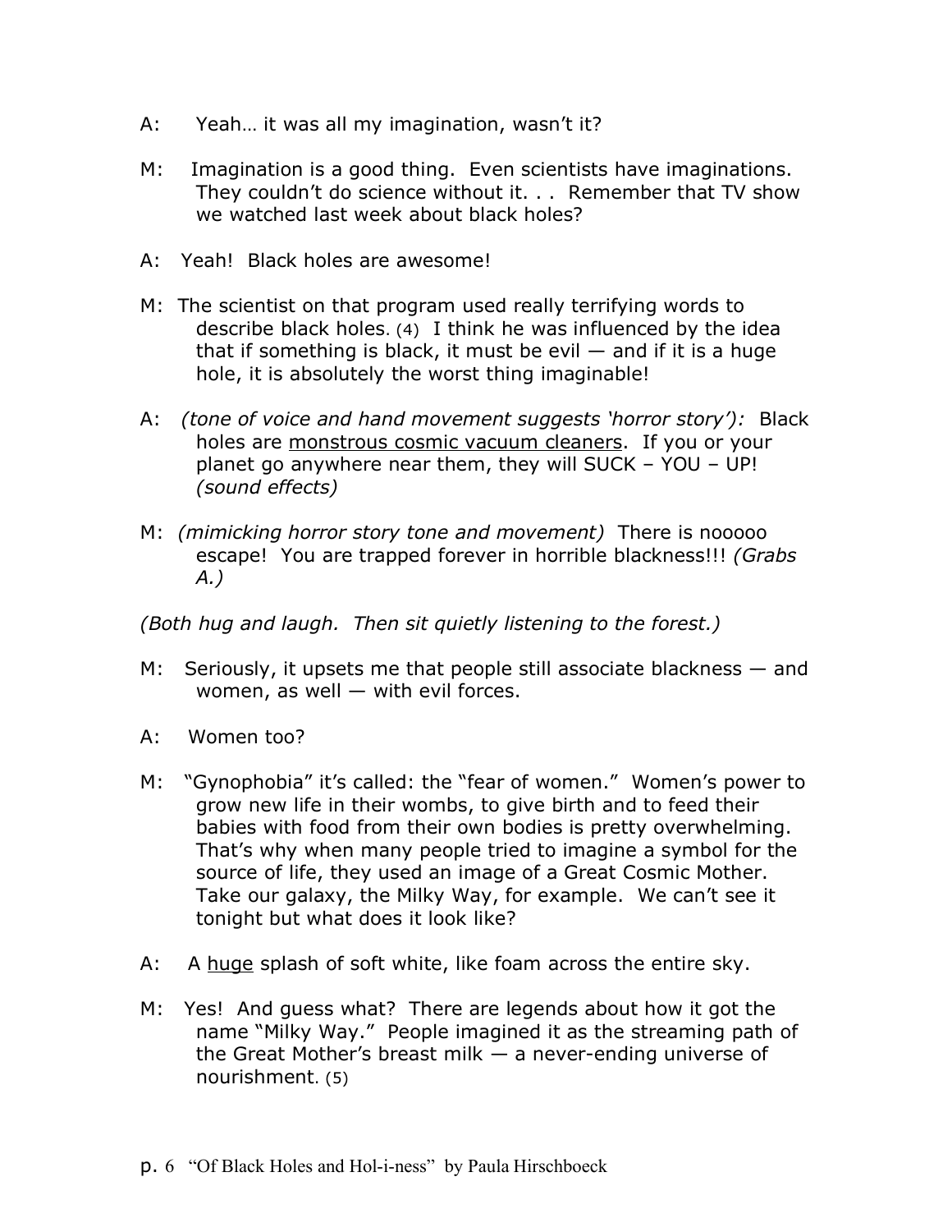A: Yeah… it was all my imagination, wasn't it?

M: Imagination is a good thing. Even scientists have imaginations. They couldn't do science without it. . . Remember that TV show we watched last week about black holes?

A: Yeah! Black holes are awesome!

M: The scientist on that program used really terrifying words to describe black holes. (4) I think he was influenced by the idea that if something is black, it must be evil — and if it is a huge hole, it is absolutely the worst thing imaginable!

A: *(tone of voice and hand movement suggests 'horror story'):* Black holes are <u>monstrous cosmic vacuum cleaners</u>. If you or your planet go anywhere near them, they will SUCK – YOU – UP! *(sound effects)*

M: *(mimicking horror story tone and movement)* There is nooooo escape! You are trapped forever in horrible blackness!!! *(Grabs A.)*

*(Both hug and laugh. Then sit quietly listening to the forest.)*

M: Seriously, it upsets me that people still associate blackness — and women, as well — with evil forces.

A: Women too?

M: "Gynophobia" it's called: the "fear of women." Women's power to grow new life in their wombs, to give birth and to feed their babies with food from their own bodies is pretty overwhelming. That's why when many people tried to imagine a symbol for the source of life, they used an image of a Great Cosmic Mother. Take our galaxy, the Milky Way, for example. We can't see it tonight but what does it look like?

A: A <u>huge</u> splash of soft white, like foam across the entire sky.

M: Yes! And guess what? There are legends about how it got the name "Milky Way." People imagined it as the streaming path of the Great Mother's breast milk — a never-ending universe of nourishment. (5)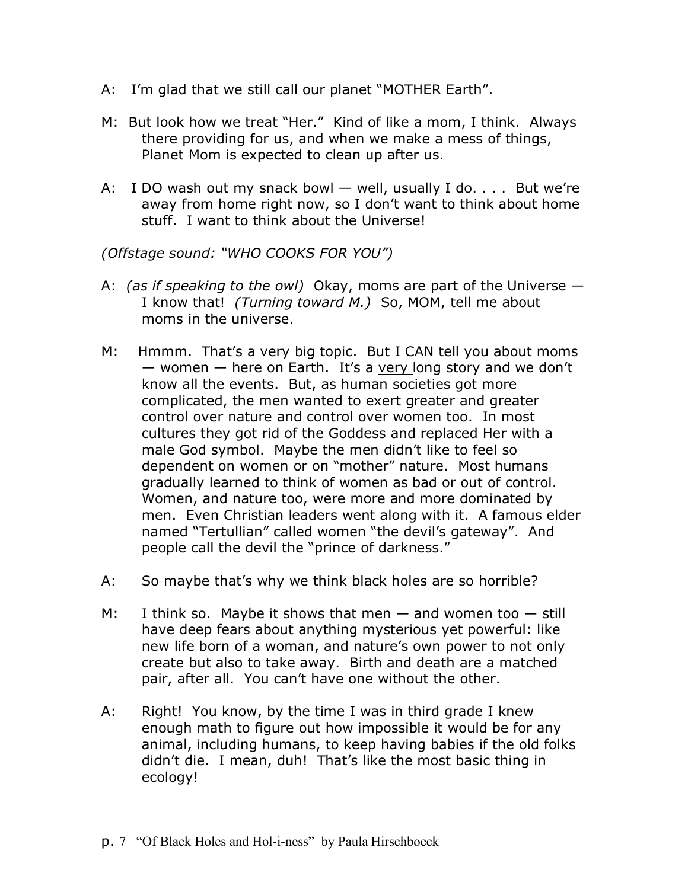A: I'm glad that we still call our planet "MOTHER Earth".

M: But look how we treat "Her." Kind of like a mom, I think. Always there providing for us, and when we make a mess of things, Planet Mom is expected to clean up after us.

A: I DO wash out my snack bowl — well, usually I do. . . . But we're away from home right now, so I don't want to think about home stuff. I want to think about the Universe!

*(Offstage sound: "WHO COOKS FOR YOU")*

A: *(as if speaking to the owl)* Okay, moms are part of the Universe — I know that! *(Turning toward M.)* So, MOM, tell me about moms in the universe.

M: Hmmm. That's a very big topic. But I CAN tell you about moms — women — here on Earth. It's a <u>very</u> long story and we don't know all the events. But, as human societies got more complicated, the men wanted to exert greater and greater control over nature and control over women too. In most cultures they got rid of the Goddess and replaced Her with a male God symbol. Maybe the men didn't like to feel so dependent on women or on "mother" nature. Most humans gradually learned to think of women as bad or out of control. Women, and nature too, were more and more dominated by men. Even Christian leaders went along with it. A famous elder named "Tertullian" called women "the devil's gateway". And people call the devil the "prince of darkness."

A: So maybe that's why we think black holes are so horrible?

M: I think so. Maybe it shows that men — and women too — still have deep fears about anything mysterious yet powerful: like new life born of a woman, and nature's own power to not only create but also to take away. Birth and death are a matched pair, after all. You can't have one without the other.

A: Right! You know, by the time I was in third grade I knew enough math to figure out how impossible it would be for any animal, including humans, to keep having babies if the old folks didn't die. I mean, duh! That's like the most basic thing in ecology!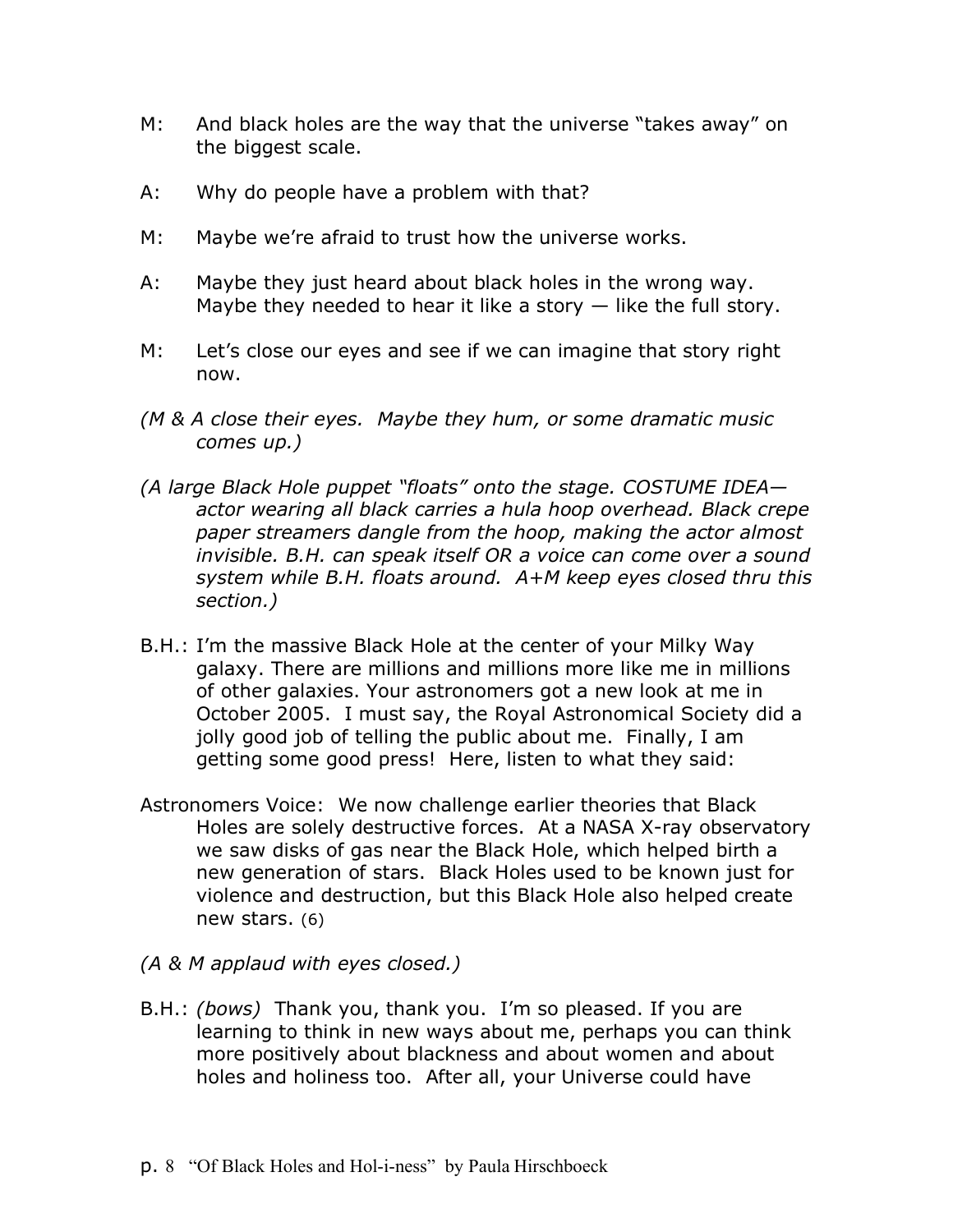M: And black holes are the way that the universe "takes away" on the biggest scale.

A: Why do people have a problem with that?

M: Maybe we're afraid to trust how the universe works.

A: Maybe they just heard about black holes in the wrong way. Maybe they needed to hear it like a story — like the full story.

M: Let's close our eyes and see if we can imagine that story right now.

*(M & A close their eyes. Maybe they hum, or some dramatic music comes up.)*

*(A large Black Hole puppet "floats" onto the stage. COSTUME IDEA— actor wearing all black carries a hula hoop overhead. Black crepe paper streamers dangle from the hoop, making the actor almost invisible. B.H. can speak itself OR a voice can come over a sound system while B.H. floats around. A+M keep eyes closed thru this section.)*

B.H.: I'm the massive Black Hole at the center of your Milky Way galaxy. There are millions and millions more like me in millions of other galaxies. Your astronomers got a new look at me in October 2005. I must say, the Royal Astronomical Society did a jolly good job of telling the public about me. Finally, I am getting some good press! Here, listen to what they said:

Astronomers Voice: We now challenge earlier theories that Black Holes are solely destructive forces. At a NASA X-ray observatory we saw disks of gas near the Black Hole, which helped birth a new generation of stars. Black Holes used to be known just for violence and destruction, but this Black Hole also helped create new stars. (6)

*(A & M applaud with eyes closed.)*

B.H.: *(bows)* Thank you, thank you. I'm so pleased. If you are learning to think in new ways about me, perhaps you can think more positively about blackness and about women and about holes and holiness too. After all, your Universe could have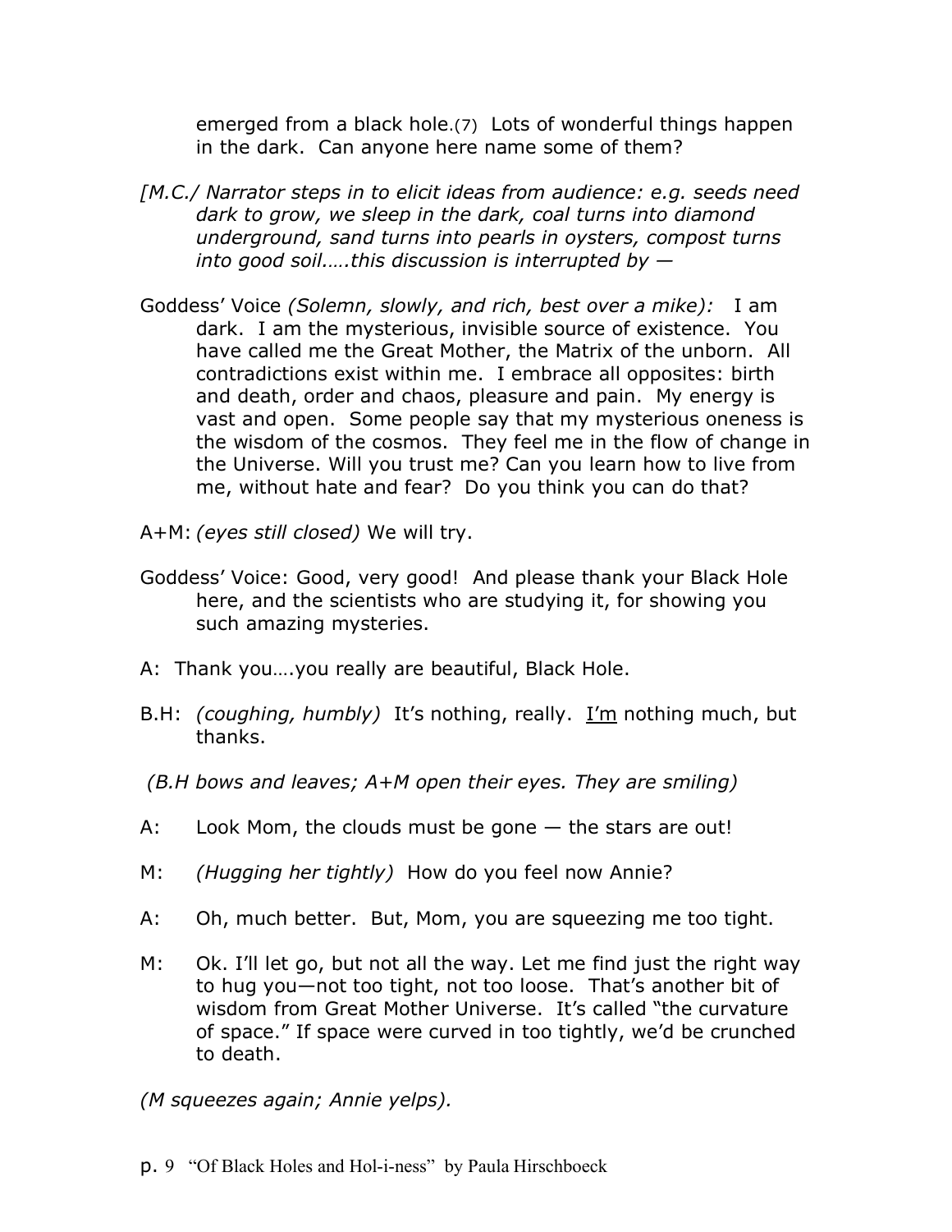emerged from a black hole.(7) Lots of wonderful things happen in the dark. Can anyone here name some of them?

*[M.C./ Narrator steps in to elicit ideas from audience: e.g. seeds need dark to grow, we sleep in the dark, coal turns into diamond underground, sand turns into pearls in oysters, compost turns into good soil.….this discussion is interrupted by —*

Goddess' Voice *(Solemn, slowly, and rich, best over a mike):* I am dark. I am the mysterious, invisible source of existence. You have called me the Great Mother, the Matrix of the unborn. All contradictions exist within me. I embrace all opposites: birth and death, order and chaos, pleasure and pain. My energy is vast and open. Some people say that my mysterious oneness is the wisdom of the cosmos. They feel me in the flow of change in the Universe. Will you trust me? Can you learn how to live from me, without hate and fear? Do you think you can do that?

A+M: *(eyes still closed)* We will try.

Goddess' Voice: Good, very good! And please thank your Black Hole here, and the scientists who are studying it, for showing you such amazing mysteries.

A: Thank you….you really are beautiful, Black Hole.

B.H: *(coughing, humbly)* It's nothing, really. <u>I'm</u> nothing much, but thanks.

*(B.H bows and leaves; A+M open their eyes. They are smiling)*

A: Look Mom, the clouds must be gone — the stars are out!

M: *(Hugging her tightly)* How do you feel now Annie?

A: Oh, much better. But, Mom, you are squeezing me too tight.

M: Ok. I'll let go, but not all the way. Let me find just the right way to hug you—not too tight, not too loose. That's another bit of wisdom from Great Mother Universe. It's called "the curvature of space." If space were curved in too tightly, we'd be crunched to death.

*(M squeezes again; Annie yelps).*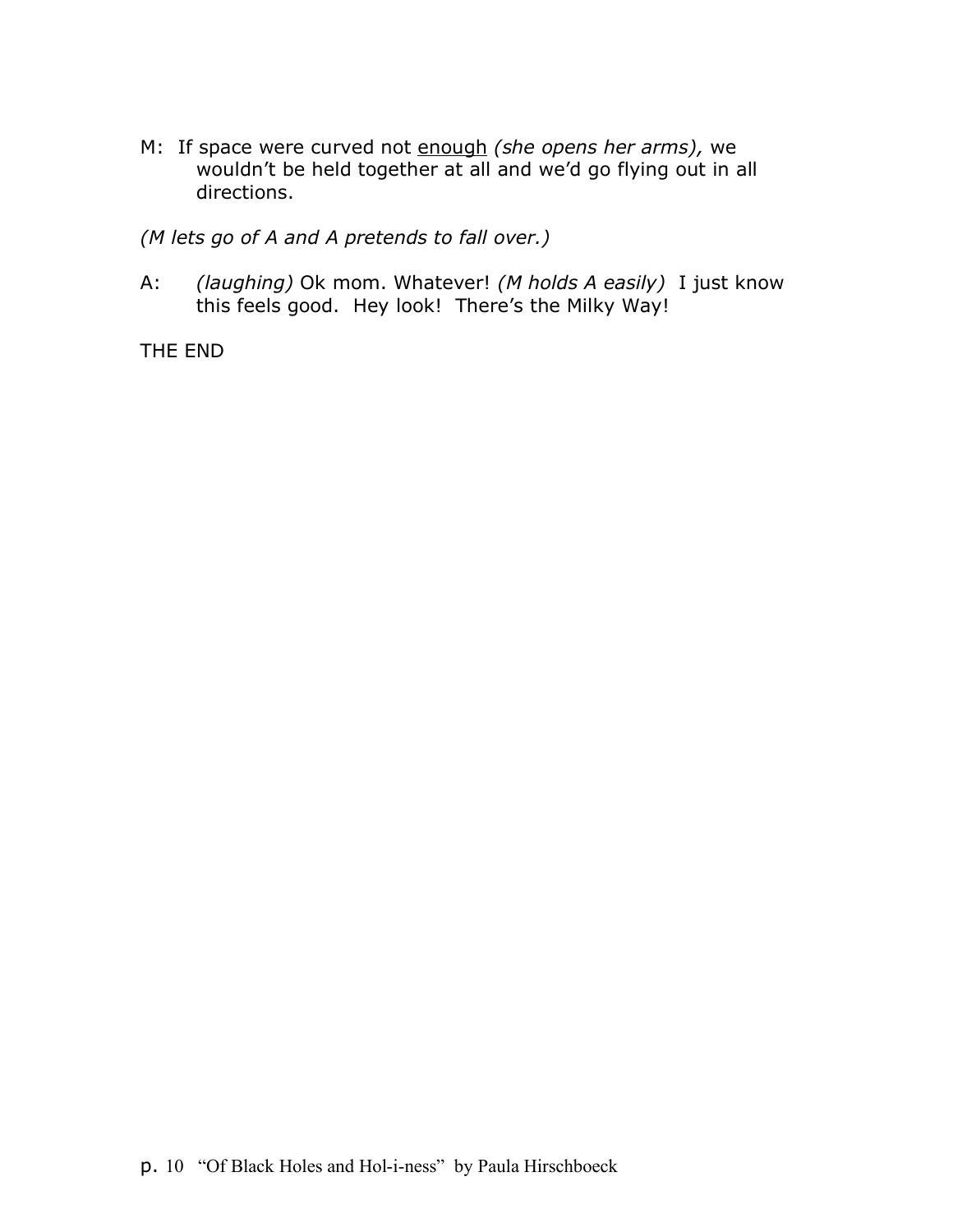M: If space were curved not <u>enough</u> *(she opens her arms),* we wouldn't be held together at all and we'd go flying out in all directions.

*(M lets go of A and A pretends to fall over.)*

A: *(laughing)* Ok mom. Whatever! *(M holds A easily)* I just know this feels good. Hey look! There's the Milky Way!

THE END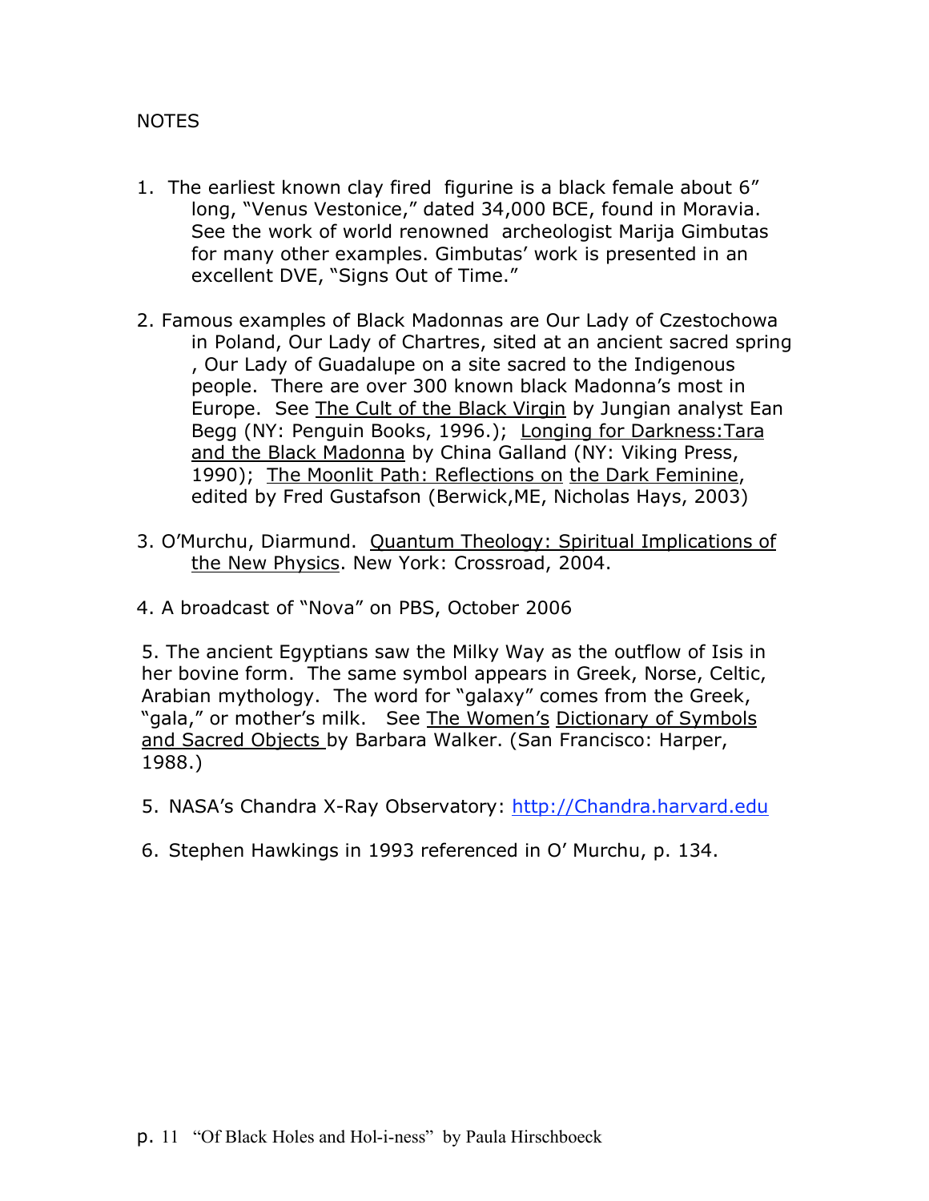NOTES

1. The earliest known clay fired figurine is a black female about 6" long, "Venus Vestonice," dated 34,000 BCE, found in Moravia. See the work of world renowned archeologist Marija Gimbutas for many other examples. Gimbutas' work is presented in an excellent DVE, "Signs Out of Time."

2. Famous examples of Black Madonnas are Our Lady of Czestochowa in Poland, Our Lady of Chartres, sited at an ancient sacred spring , Our Lady of Guadalupe on a site sacred to the Indigenous people. There are over 300 known black Madonna's most in Europe. See The Cult of the Black Virgin by Jungian analyst Ean Begg (NY: Penguin Books, 1996.); Longing for Darkness:Tara and the Black Madonna by China Galland (NY: Viking Press, 1990); The Moonlit Path: Reflections on the Dark Feminine, edited by Fred Gustafson (Berwick,ME, Nicholas Hays, 2003)

3. O'Murchu, Diarmund. Quantum Theology: Spiritual Implications of the New Physics. New York: Crossroad, 2004.

4. A broadcast of "Nova" on PBS, October 2006

5. The ancient Egyptians saw the Milky Way as the outflow of Isis in her bovine form. The same symbol appears in Greek, Norse, Celtic, Arabian mythology. The word for "galaxy" comes from the Greek, "gala," or mother's milk. See The Women's Dictionary of Symbols and Sacred Objects by Barbara Walker. (San Francisco: Harper, 1988.)

5. NASA's Chandra X-Ray Observatory: http://Chandra.harvard.edu

6. Stephen Hawkings in 1993 referenced in O' Murchu, p. 134.